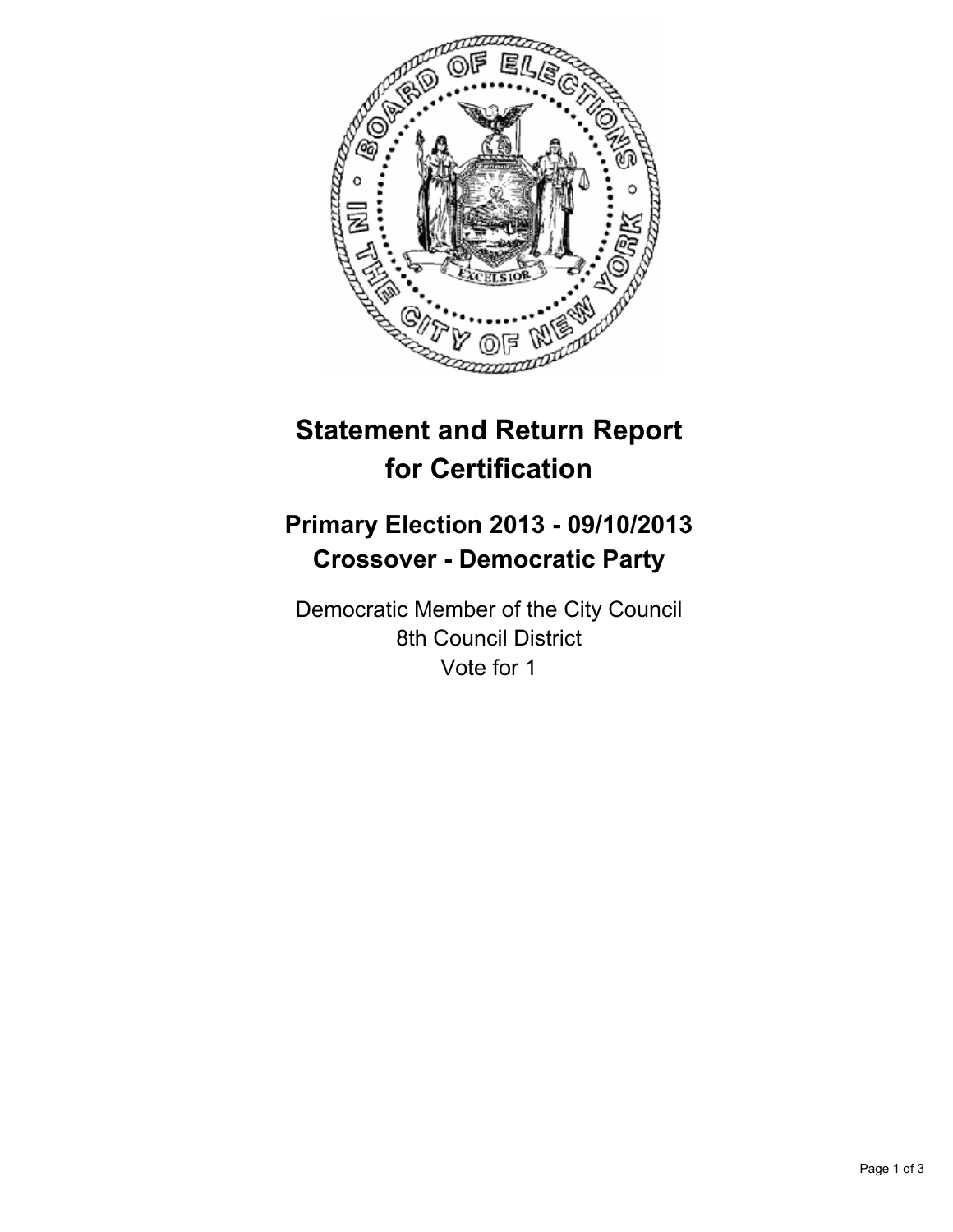# Statement and Return Report for Certification

## Primary Election 2013 - 09/10/2013
## Crossover - Democratic Party

Democratic Member of the City Council
8th Council District
Vote for 1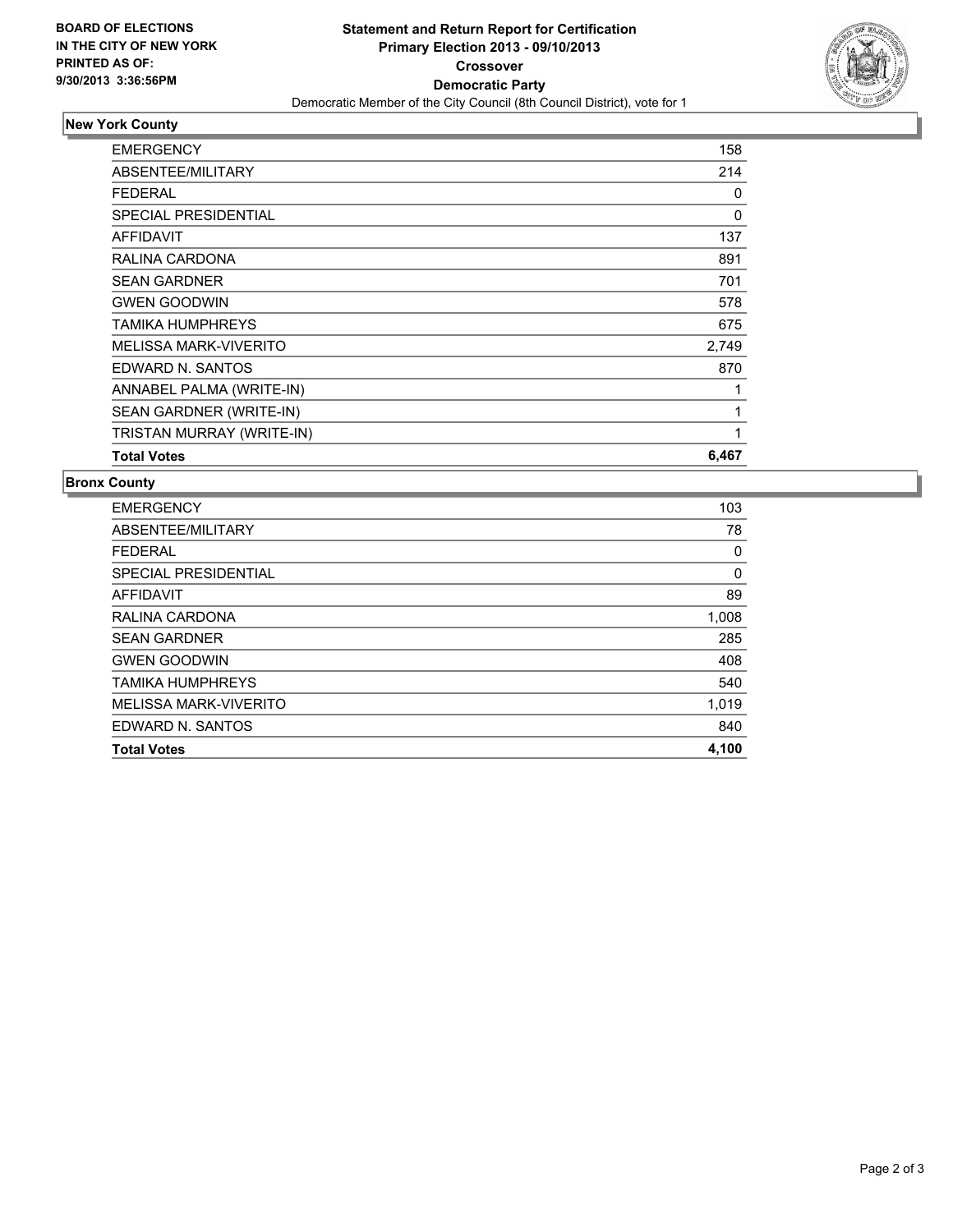**BOARD OF ELECTIONS IN THE CITY OF NEW YORK PRINTED AS OF: 9/30/2013 3:36:56PM**

# Statement and Return Report for Certification
## Primary Election 2013 - 09/10/2013
## Crossover
## Democratic Party
Democratic Member of the City Council (8th Council District), vote for 1

### New York County

| | |
|---|---|
| EMERGENCY | 158 |
| ABSENTEE/MILITARY | 214 |
| FEDERAL | 0 |
| SPECIAL PRESIDENTIAL | 0 |
| AFFIDAVIT | 137 |
| RALINA CARDONA | 891 |
| SEAN GARDNER | 701 |
| GWEN GOODWIN | 578 |
| TAMIKA HUMPHREYS | 675 |
| MELISSA MARK-VIVERITO | 2,749 |
| EDWARD N. SANTOS | 870 |
| ANNABEL PALMA (WRITE-IN) | 1 |
| SEAN GARDNER (WRITE-IN) | 1 |
| TRISTAN MURRAY (WRITE-IN) | 1 |
| **Total Votes** | **6,467** |

### Bronx County

| | |
|---|---|
| EMERGENCY | 103 |
| ABSENTEE/MILITARY | 78 |
| FEDERAL | 0 |
| SPECIAL PRESIDENTIAL | 0 |
| AFFIDAVIT | 89 |
| RALINA CARDONA | 1,008 |
| SEAN GARDNER | 285 |
| GWEN GOODWIN | 408 |
| TAMIKA HUMPHREYS | 540 |
| MELISSA MARK-VIVERITO | 1,019 |
| EDWARD N. SANTOS | 840 |
| **Total Votes** | **4,100** |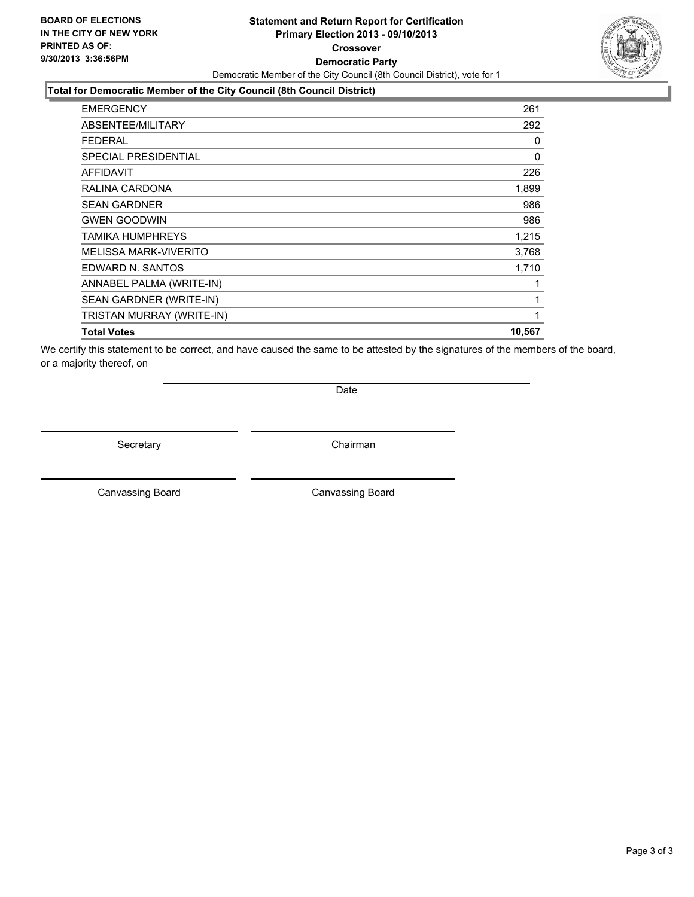**BOARD OF ELECTIONS IN THE CITY OF NEW YORK PRINTED AS OF: 9/30/2013 3:36:56PM**

**Statement and Return Report for Certification Primary Election 2013 - 09/10/2013 Crossover Democratic Party**

Democratic Member of the City Council (8th Council District), vote for 1

**Total for Democratic Member of the City Council (8th Council District)**

| | |
|---|---|
| EMERGENCY | 261 |
| ABSENTEE/MILITARY | 292 |
| FEDERAL | 0 |
| SPECIAL PRESIDENTIAL | 0 |
| AFFIDAVIT | 226 |
| RALINA CARDONA | 1,899 |
| SEAN GARDNER | 986 |
| GWEN GOODWIN | 986 |
| TAMIKA HUMPHREYS | 1,215 |
| MELISSA MARK-VIVERITO | 3,768 |
| EDWARD N. SANTOS | 1,710 |
| ANNABEL PALMA (WRITE-IN) | 1 |
| SEAN GARDNER (WRITE-IN) | 1 |
| TRISTAN MURRAY (WRITE-IN) | 1 |
| **Total Votes** | **10,567** |

We certify this statement to be correct, and have caused the same to be attested by the signatures of the members of the board, or a majority thereof, on

Date

Secretary

Chairman

Canvassing Board

Canvassing Board